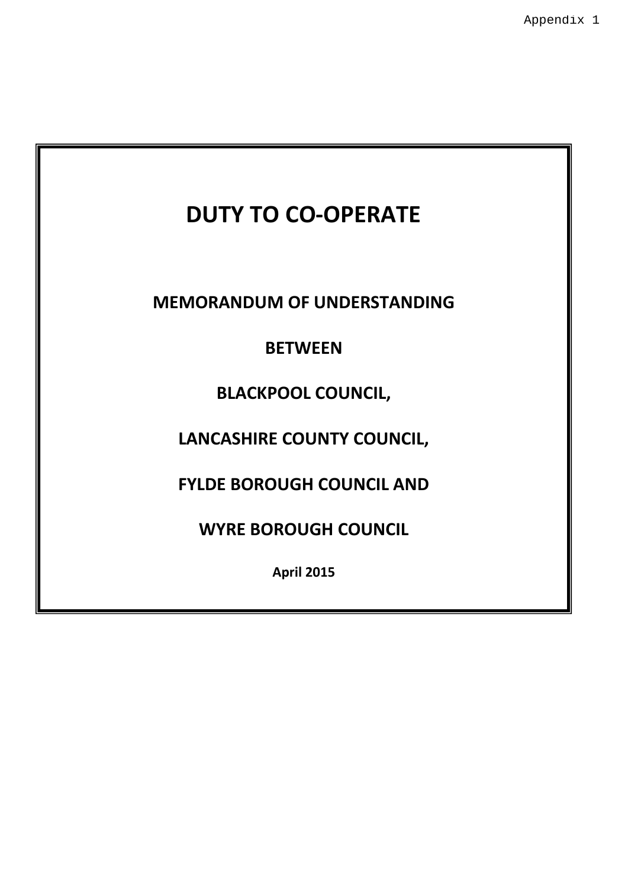Appendix 1

# DUTY TO CO-OPERATE

## MEMORANDUM OF UNDERSTANDING

## BETWEEN

## BLACKPOOL COUNCIL,

## LANCASHIRE COUNTY COUNCIL,

## FYLDE BOROUGH COUNCIL AND

## WYRE BOROUGH COUNCIL

**April 2015**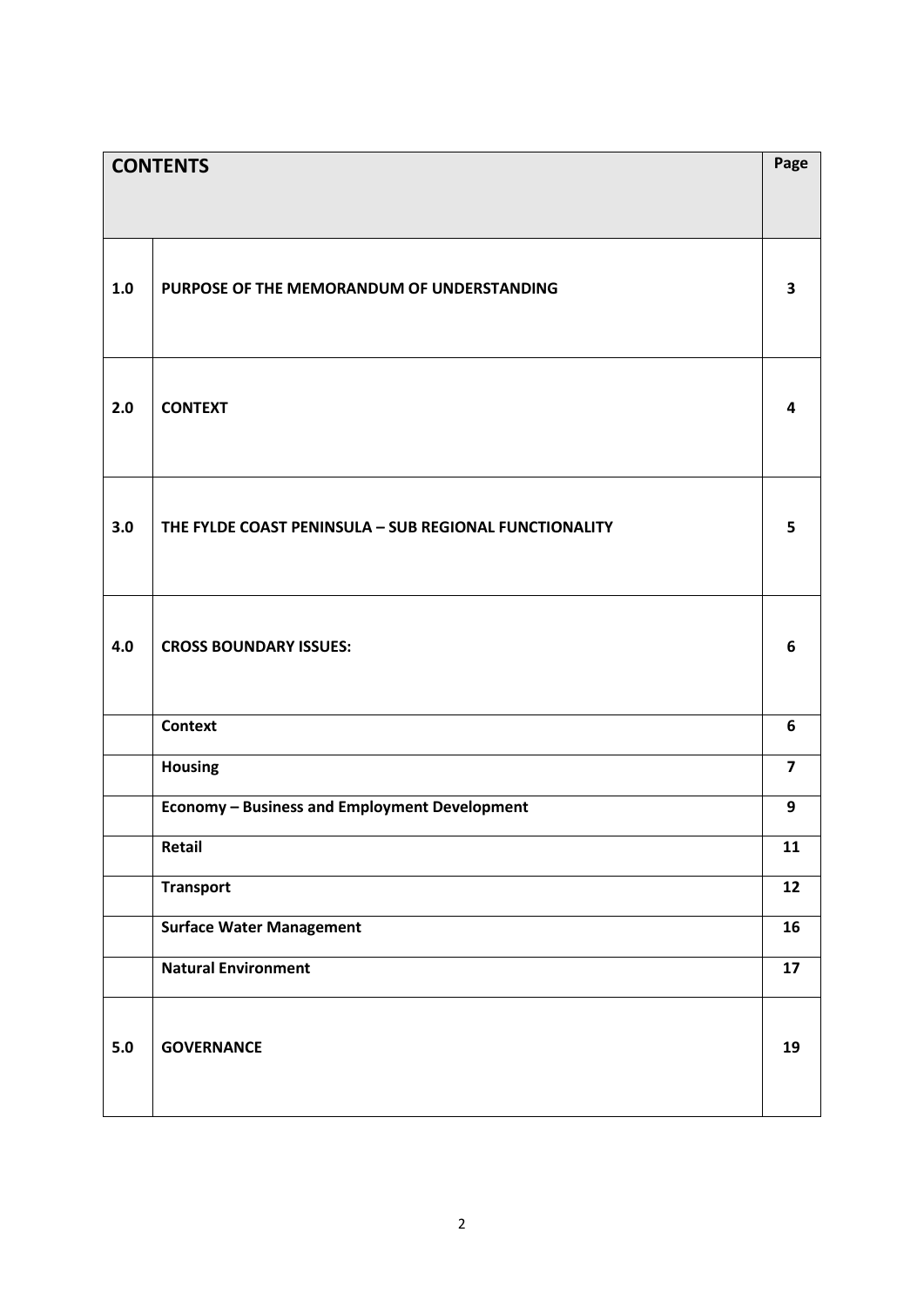| CONTENTS | | Page |
|---|---|---|
| 1.0 | PURPOSE OF THE MEMORANDUM OF UNDERSTANDING | 3 |
| 2.0 | CONTEXT | 4 |
| 3.0 | THE FYLDE COAST PENINSULA – SUB REGIONAL FUNCTIONALITY | 5 |
| 4.0 | CROSS BOUNDARY ISSUES: | 6 |
| | Context | 6 |
| | Housing | 7 |
| | Economy – Business and Employment Development | 9 |
| | Retail | 11 |
| | Transport | 12 |
| | Surface Water Management | 16 |
| | Natural Environment | 17 |
| 5.0 | GOVERNANCE | 19 |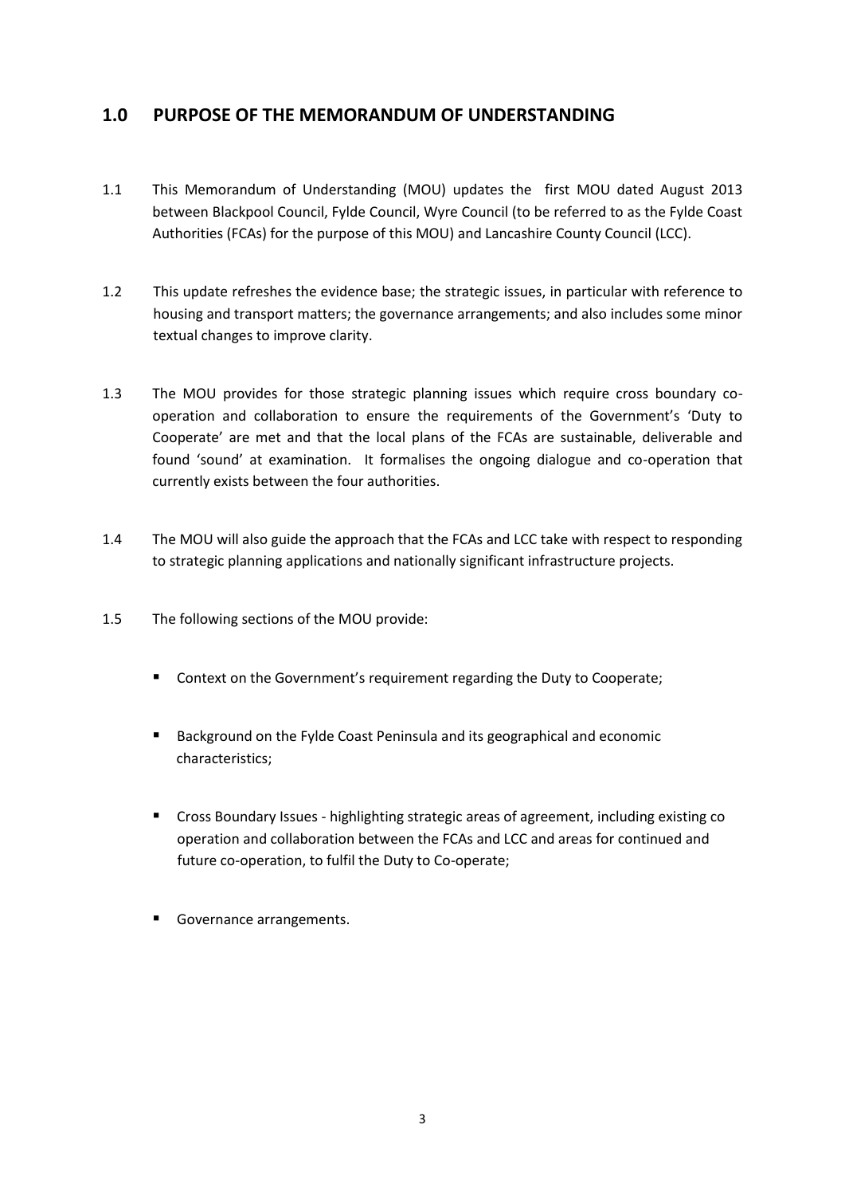## 1.0 PURPOSE OF THE MEMORANDUM OF UNDERSTANDING

1.1 This Memorandum of Understanding (MOU) updates the first MOU dated August 2013 between Blackpool Council, Fylde Council, Wyre Council (to be referred to as the Fylde Coast Authorities (FCAs) for the purpose of this MOU) and Lancashire County Council (LCC).

1.2 This update refreshes the evidence base; the strategic issues, in particular with reference to housing and transport matters; the governance arrangements; and also includes some minor textual changes to improve clarity.

1.3 The MOU provides for those strategic planning issues which require cross boundary co-operation and collaboration to ensure the requirements of the Government's 'Duty to Cooperate' are met and that the local plans of the FCAs are sustainable, deliverable and found 'sound' at examination. It formalises the ongoing dialogue and co-operation that currently exists between the four authorities.

1.4 The MOU will also guide the approach that the FCAs and LCC take with respect to responding to strategic planning applications and nationally significant infrastructure projects.

1.5 The following sections of the MOU provide:

- Context on the Government's requirement regarding the Duty to Cooperate;
- Background on the Fylde Coast Peninsula and its geographical and economic characteristics;
- Cross Boundary Issues - highlighting strategic areas of agreement, including existing co operation and collaboration between the FCAs and LCC and areas for continued and future co-operation, to fulfil the Duty to Co-operate;
- Governance arrangements.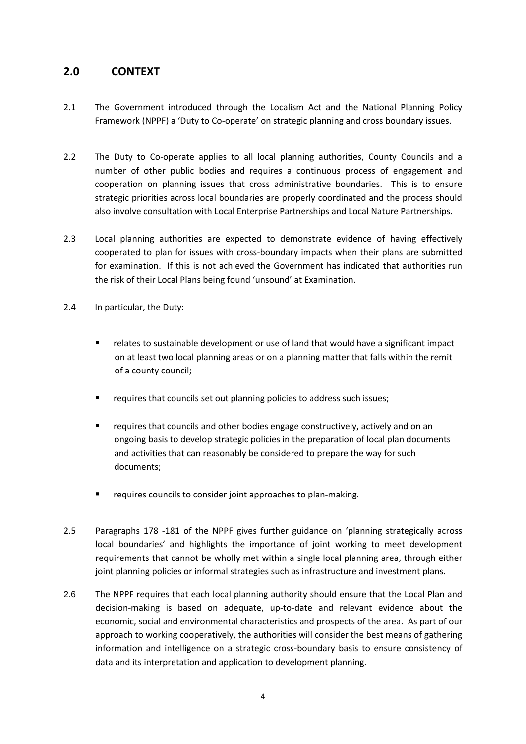## 2.0 CONTEXT

2.1 The Government introduced through the Localism Act and the National Planning Policy Framework (NPPF) a 'Duty to Co-operate' on strategic planning and cross boundary issues.

2.2 The Duty to Co-operate applies to all local planning authorities, County Councils and a number of other public bodies and requires a continuous process of engagement and cooperation on planning issues that cross administrative boundaries. This is to ensure strategic priorities across local boundaries are properly coordinated and the process should also involve consultation with Local Enterprise Partnerships and Local Nature Partnerships.

2.3 Local planning authorities are expected to demonstrate evidence of having effectively cooperated to plan for issues with cross-boundary impacts when their plans are submitted for examination. If this is not achieved the Government has indicated that authorities run the risk of their Local Plans being found 'unsound' at Examination.

2.4 In particular, the Duty:

- relates to sustainable development or use of land that would have a significant impact on at least two local planning areas or on a planning matter that falls within the remit of a county council;
- requires that councils set out planning policies to address such issues;
- requires that councils and other bodies engage constructively, actively and on an ongoing basis to develop strategic policies in the preparation of local plan documents and activities that can reasonably be considered to prepare the way for such documents;
- requires councils to consider joint approaches to plan-making.

2.5 Paragraphs 178 -181 of the NPPF gives further guidance on 'planning strategically across local boundaries' and highlights the importance of joint working to meet development requirements that cannot be wholly met within a single local planning area, through either joint planning policies or informal strategies such as infrastructure and investment plans.

2.6 The NPPF requires that each local planning authority should ensure that the Local Plan and decision-making is based on adequate, up-to-date and relevant evidence about the economic, social and environmental characteristics and prospects of the area. As part of our approach to working cooperatively, the authorities will consider the best means of gathering information and intelligence on a strategic cross-boundary basis to ensure consistency of data and its interpretation and application to development planning.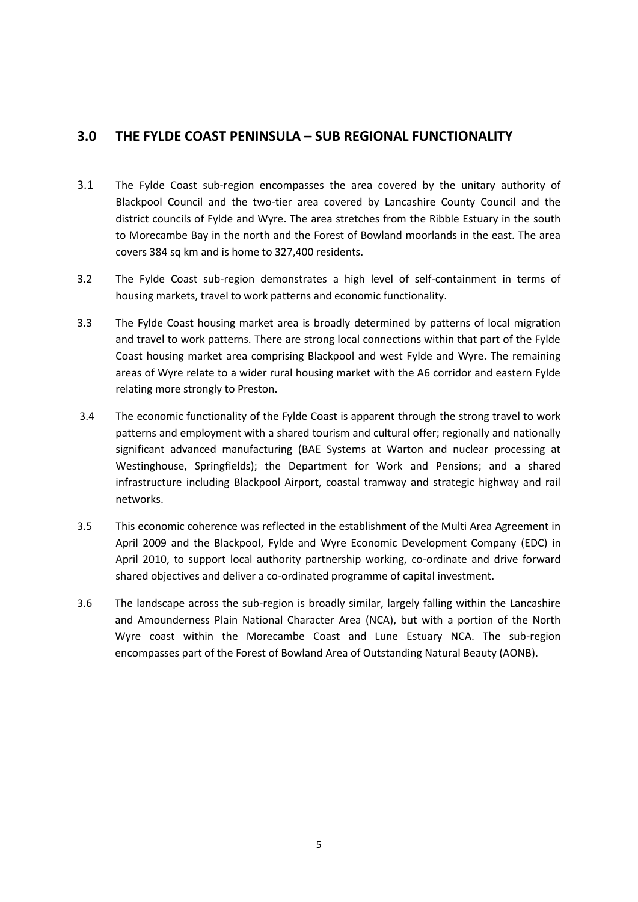## 3.0 THE FYLDE COAST PENINSULA – SUB REGIONAL FUNCTIONALITY

3.1 The Fylde Coast sub-region encompasses the area covered by the unitary authority of Blackpool Council and the two-tier area covered by Lancashire County Council and the district councils of Fylde and Wyre. The area stretches from the Ribble Estuary in the south to Morecambe Bay in the north and the Forest of Bowland moorlands in the east. The area covers 384 sq km and is home to 327,400 residents.

3.2 The Fylde Coast sub-region demonstrates a high level of self-containment in terms of housing markets, travel to work patterns and economic functionality.

3.3 The Fylde Coast housing market area is broadly determined by patterns of local migration and travel to work patterns. There are strong local connections within that part of the Fylde Coast housing market area comprising Blackpool and west Fylde and Wyre. The remaining areas of Wyre relate to a wider rural housing market with the A6 corridor and eastern Fylde relating more strongly to Preston.

3.4 The economic functionality of the Fylde Coast is apparent through the strong travel to work patterns and employment with a shared tourism and cultural offer; regionally and nationally significant advanced manufacturing (BAE Systems at Warton and nuclear processing at Westinghouse, Springfields); the Department for Work and Pensions; and a shared infrastructure including Blackpool Airport, coastal tramway and strategic highway and rail networks.

3.5 This economic coherence was reflected in the establishment of the Multi Area Agreement in April 2009 and the Blackpool, Fylde and Wyre Economic Development Company (EDC) in April 2010, to support local authority partnership working, co-ordinate and drive forward shared objectives and deliver a co-ordinated programme of capital investment.

3.6 The landscape across the sub-region is broadly similar, largely falling within the Lancashire and Amounderness Plain National Character Area (NCA), but with a portion of the North Wyre coast within the Morecambe Coast and Lune Estuary NCA. The sub-region encompasses part of the Forest of Bowland Area of Outstanding Natural Beauty (AONB).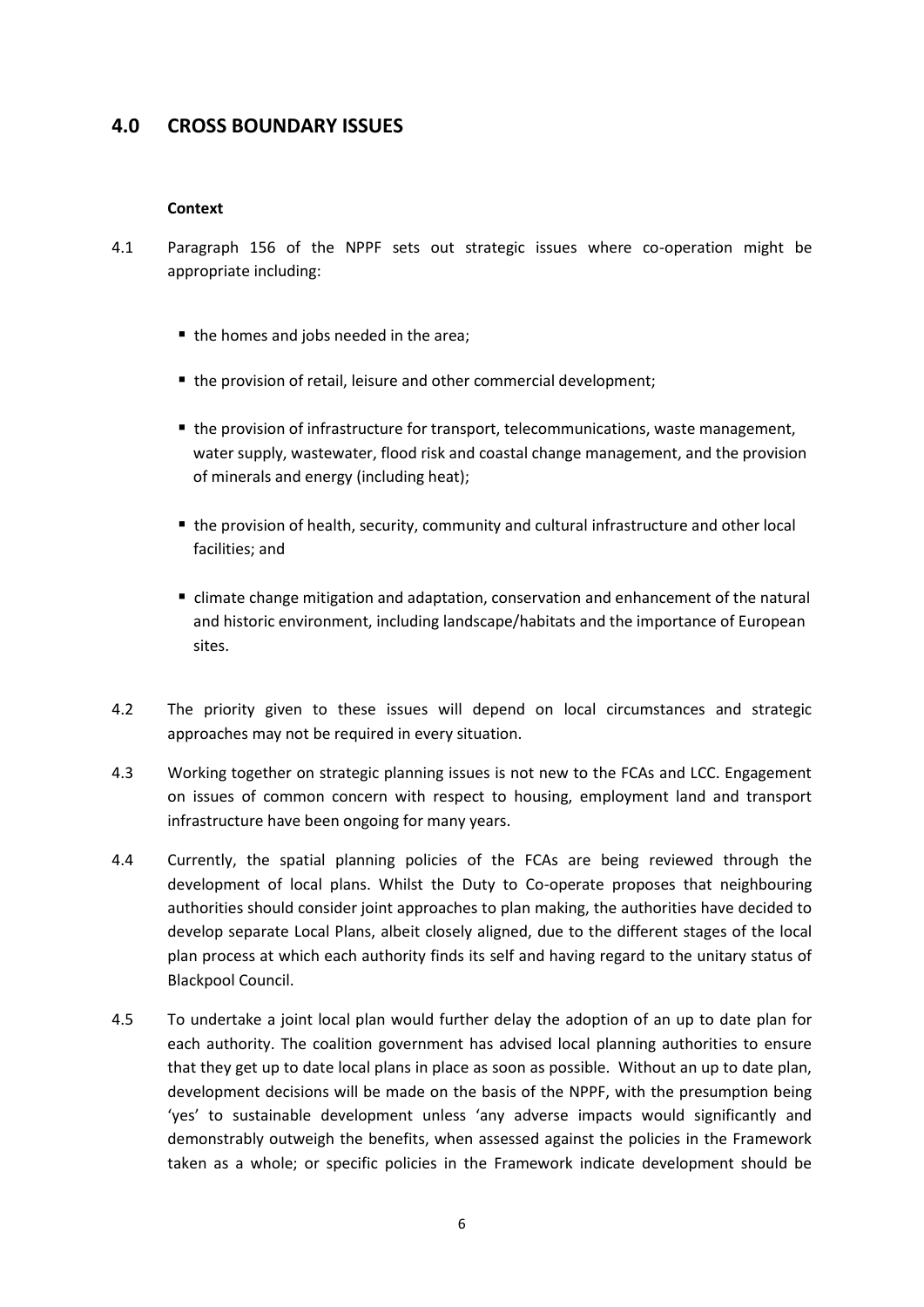## 4.0 CROSS BOUNDARY ISSUES

**Context**

4.1 Paragraph 156 of the NPPF sets out strategic issues where co-operation might be appropriate including:

- the homes and jobs needed in the area;
- the provision of retail, leisure and other commercial development;
- the provision of infrastructure for transport, telecommunications, waste management, water supply, wastewater, flood risk and coastal change management, and the provision of minerals and energy (including heat);
- the provision of health, security, community and cultural infrastructure and other local facilities; and
- climate change mitigation and adaptation, conservation and enhancement of the natural and historic environment, including landscape/habitats and the importance of European sites.

4.2 The priority given to these issues will depend on local circumstances and strategic approaches may not be required in every situation.

4.3 Working together on strategic planning issues is not new to the FCAs and LCC. Engagement on issues of common concern with respect to housing, employment land and transport infrastructure have been ongoing for many years.

4.4 Currently, the spatial planning policies of the FCAs are being reviewed through the development of local plans. Whilst the Duty to Co-operate proposes that neighbouring authorities should consider joint approaches to plan making, the authorities have decided to develop separate Local Plans, albeit closely aligned, due to the different stages of the local plan process at which each authority finds its self and having regard to the unitary status of Blackpool Council.

4.5 To undertake a joint local plan would further delay the adoption of an up to date plan for each authority. The coalition government has advised local planning authorities to ensure that they get up to date local plans in place as soon as possible. Without an up to date plan, development decisions will be made on the basis of the NPPF, with the presumption being 'yes' to sustainable development unless 'any adverse impacts would significantly and demonstrably outweigh the benefits, when assessed against the policies in the Framework taken as a whole; or specific policies in the Framework indicate development should be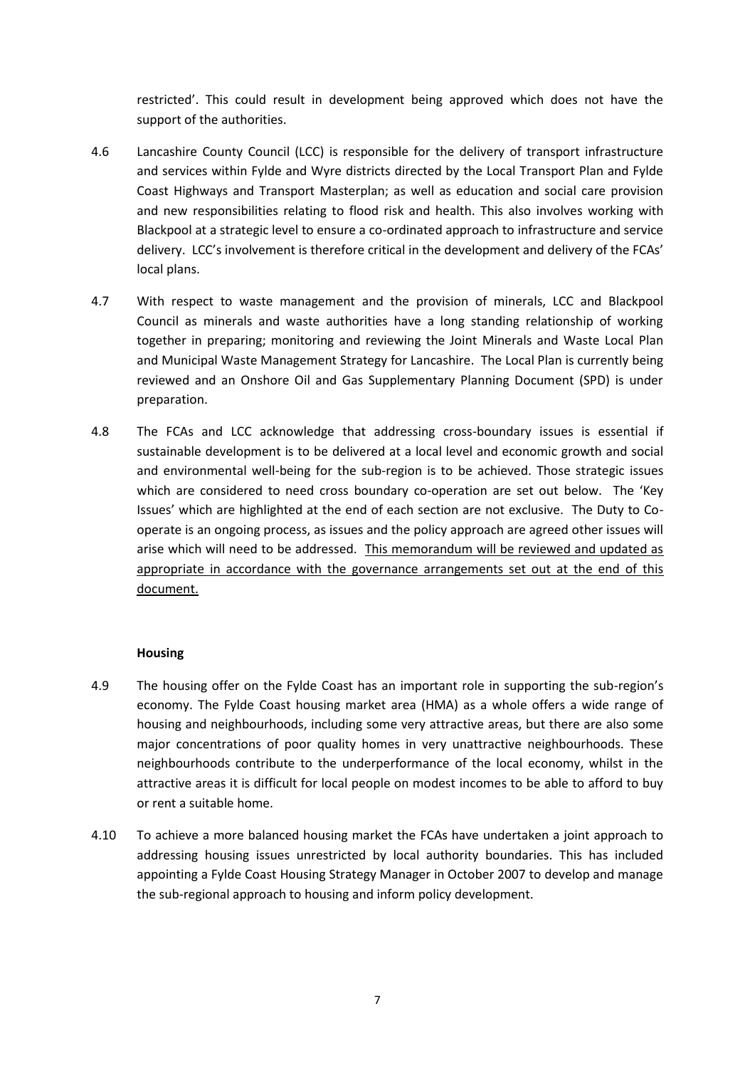restricted'. This could result in development being approved which does not have the support of the authorities.

4.6 Lancashire County Council (LCC) is responsible for the delivery of transport infrastructure and services within Fylde and Wyre districts directed by the Local Transport Plan and Fylde Coast Highways and Transport Masterplan; as well as education and social care provision and new responsibilities relating to flood risk and health. This also involves working with Blackpool at a strategic level to ensure a co-ordinated approach to infrastructure and service delivery. LCC's involvement is therefore critical in the development and delivery of the FCAs' local plans.

4.7 With respect to waste management and the provision of minerals, LCC and Blackpool Council as minerals and waste authorities have a long standing relationship of working together in preparing; monitoring and reviewing the Joint Minerals and Waste Local Plan and Municipal Waste Management Strategy for Lancashire. The Local Plan is currently being reviewed and an Onshore Oil and Gas Supplementary Planning Document (SPD) is under preparation.

4.8 The FCAs and LCC acknowledge that addressing cross-boundary issues is essential if sustainable development is to be delivered at a local level and economic growth and social and environmental well-being for the sub-region is to be achieved. Those strategic issues which are considered to need cross boundary co-operation are set out below. The 'Key Issues' which are highlighted at the end of each section are not exclusive. The Duty to Co-operate is an ongoing process, as issues and the policy approach are agreed other issues will arise which will need to be addressed. <u>This memorandum will be reviewed and updated as appropriate in accordance with the governance arrangements set out at the end of this document.</u>

**Housing**

4.9 The housing offer on the Fylde Coast has an important role in supporting the sub-region's economy. The Fylde Coast housing market area (HMA) as a whole offers a wide range of housing and neighbourhoods, including some very attractive areas, but there are also some major concentrations of poor quality homes in very unattractive neighbourhoods. These neighbourhoods contribute to the underperformance of the local economy, whilst in the attractive areas it is difficult for local people on modest incomes to be able to afford to buy or rent a suitable home.

4.10 To achieve a more balanced housing market the FCAs have undertaken a joint approach to addressing housing issues unrestricted by local authority boundaries. This has included appointing a Fylde Coast Housing Strategy Manager in October 2007 to develop and manage the sub-regional approach to housing and inform policy development.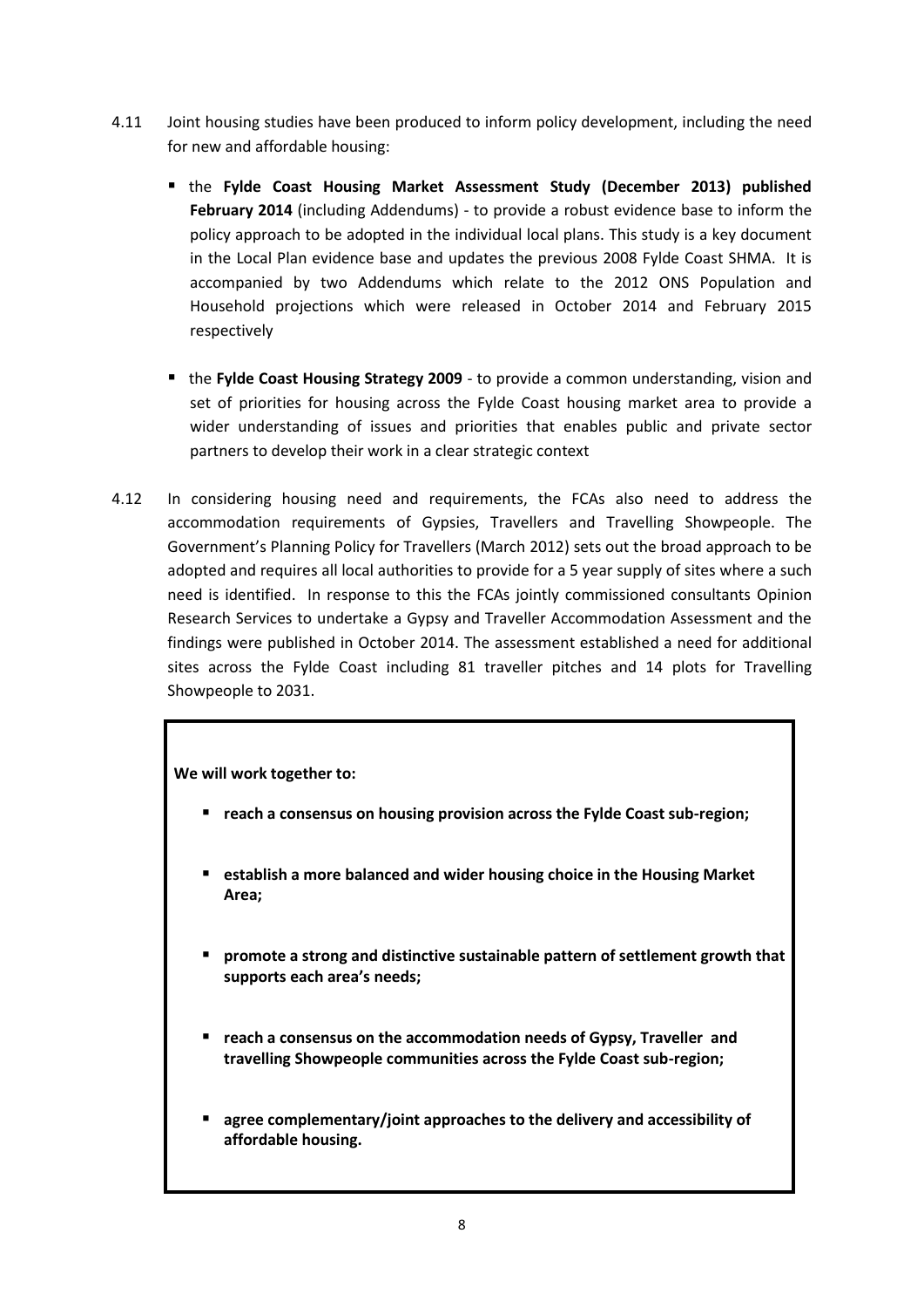4.11 Joint housing studies have been produced to inform policy development, including the need for new and affordable housing:

- the **Fylde Coast Housing Market Assessment Study (December 2013) published February 2014** (including Addendums) - to provide a robust evidence base to inform the policy approach to be adopted in the individual local plans. This study is a key document in the Local Plan evidence base and updates the previous 2008 Fylde Coast SHMA. It is accompanied by two Addendums which relate to the 2012 ONS Population and Household projections which were released in October 2014 and February 2015 respectively

- the **Fylde Coast Housing Strategy 2009** - to provide a common understanding, vision and set of priorities for housing across the Fylde Coast housing market area to provide a wider understanding of issues and priorities that enables public and private sector partners to develop their work in a clear strategic context

4.12 In considering housing need and requirements, the FCAs also need to address the accommodation requirements of Gypsies, Travellers and Travelling Showpeople. The Government's Planning Policy for Travellers (March 2012) sets out the broad approach to be adopted and requires all local authorities to provide for a 5 year supply of sites where a such need is identified. In response to this the FCAs jointly commissioned consultants Opinion Research Services to undertake a Gypsy and Traveller Accommodation Assessment and the findings were published in October 2014. The assessment established a need for additional sites across the Fylde Coast including 81 traveller pitches and 14 plots for Travelling Showpeople to 2031.

**We will work together to:**

- **reach a consensus on housing provision across the Fylde Coast sub-region;**
- **establish a more balanced and wider housing choice in the Housing Market Area;**
- **promote a strong and distinctive sustainable pattern of settlement growth that supports each area's needs;**
- **reach a consensus on the accommodation needs of Gypsy, Traveller and travelling Showpeople communities across the Fylde Coast sub-region;**
- **agree complementary/joint approaches to the delivery and accessibility of affordable housing.**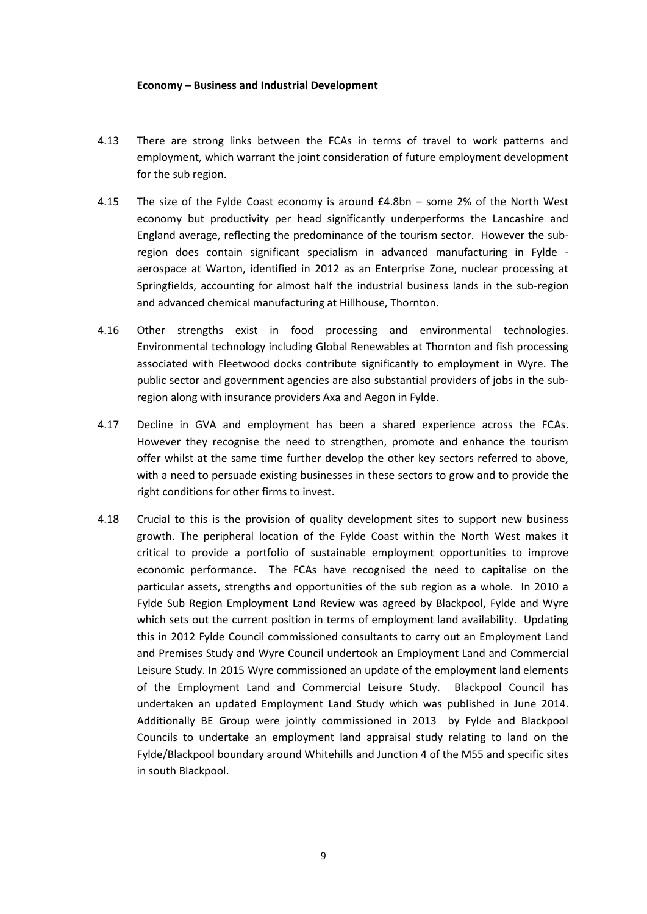**Economy – Business and Industrial Development**

4.13 There are strong links between the FCAs in terms of travel to work patterns and employment, which warrant the joint consideration of future employment development for the sub region.

4.15 The size of the Fylde Coast economy is around £4.8bn – some 2% of the North West economy but productivity per head significantly underperforms the Lancashire and England average, reflecting the predominance of the tourism sector. However the sub-region does contain significant specialism in advanced manufacturing in Fylde - aerospace at Warton, identified in 2012 as an Enterprise Zone, nuclear processing at Springfields, accounting for almost half the industrial business lands in the sub-region and advanced chemical manufacturing at Hillhouse, Thornton.

4.16 Other strengths exist in food processing and environmental technologies. Environmental technology including Global Renewables at Thornton and fish processing associated with Fleetwood docks contribute significantly to employment in Wyre. The public sector and government agencies are also substantial providers of jobs in the sub-region along with insurance providers Axa and Aegon in Fylde.

4.17 Decline in GVA and employment has been a shared experience across the FCAs. However they recognise the need to strengthen, promote and enhance the tourism offer whilst at the same time further develop the other key sectors referred to above, with a need to persuade existing businesses in these sectors to grow and to provide the right conditions for other firms to invest.

4.18 Crucial to this is the provision of quality development sites to support new business growth. The peripheral location of the Fylde Coast within the North West makes it critical to provide a portfolio of sustainable employment opportunities to improve economic performance. The FCAs have recognised the need to capitalise on the particular assets, strengths and opportunities of the sub region as a whole. In 2010 a Fylde Sub Region Employment Land Review was agreed by Blackpool, Fylde and Wyre which sets out the current position in terms of employment land availability. Updating this in 2012 Fylde Council commissioned consultants to carry out an Employment Land and Premises Study and Wyre Council undertook an Employment Land and Commercial Leisure Study. In 2015 Wyre commissioned an update of the employment land elements of the Employment Land and Commercial Leisure Study. Blackpool Council has undertaken an updated Employment Land Study which was published in June 2014. Additionally BE Group were jointly commissioned in 2013 by Fylde and Blackpool Councils to undertake an employment land appraisal study relating to land on the Fylde/Blackpool boundary around Whitehills and Junction 4 of the M55 and specific sites in south Blackpool.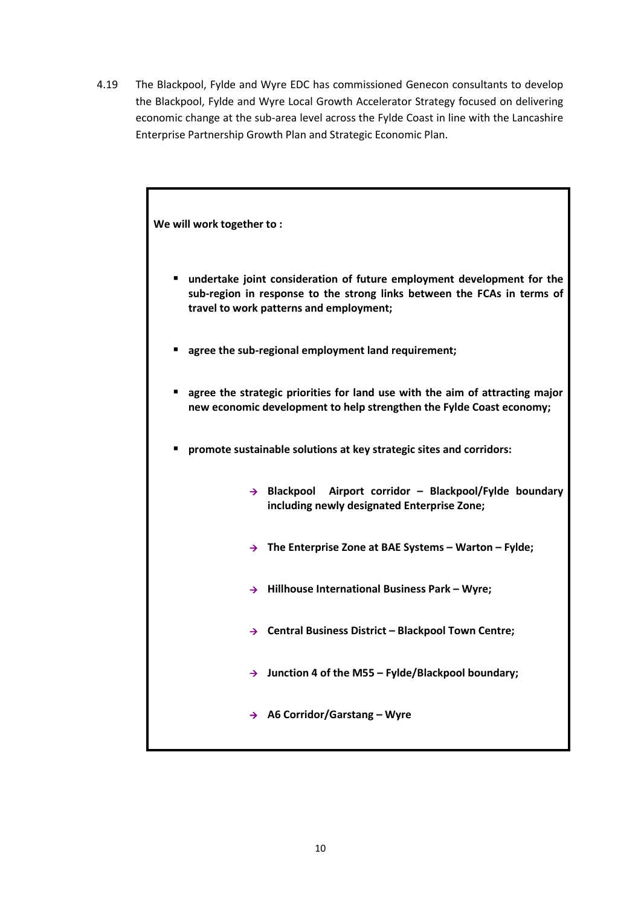4.19 The Blackpool, Fylde and Wyre EDC has commissioned Genecon consultants to develop the Blackpool, Fylde and Wyre Local Growth Accelerator Strategy focused on delivering economic change at the sub-area level across the Fylde Coast in line with the Lancashire Enterprise Partnership Growth Plan and Strategic Economic Plan.

**We will work together to :**

- **undertake joint consideration of future employment development for the sub-region in response to the strong links between the FCAs in terms of travel to work patterns and employment;**
- **agree the sub-regional employment land requirement;**
- **agree the strategic priorities for land use with the aim of attracting major new economic development to help strengthen the Fylde Coast economy;**
- **promote sustainable solutions at key strategic sites and corridors:**
    - → **Blackpool Airport corridor – Blackpool/Fylde boundary including newly designated Enterprise Zone;**
    - → **The Enterprise Zone at BAE Systems – Warton – Fylde;**
    - → **Hillhouse International Business Park – Wyre;**
    - → **Central Business District – Blackpool Town Centre;**
    - → **Junction 4 of the M55 – Fylde/Blackpool boundary;**
    - → **A6 Corridor/Garstang – Wyre**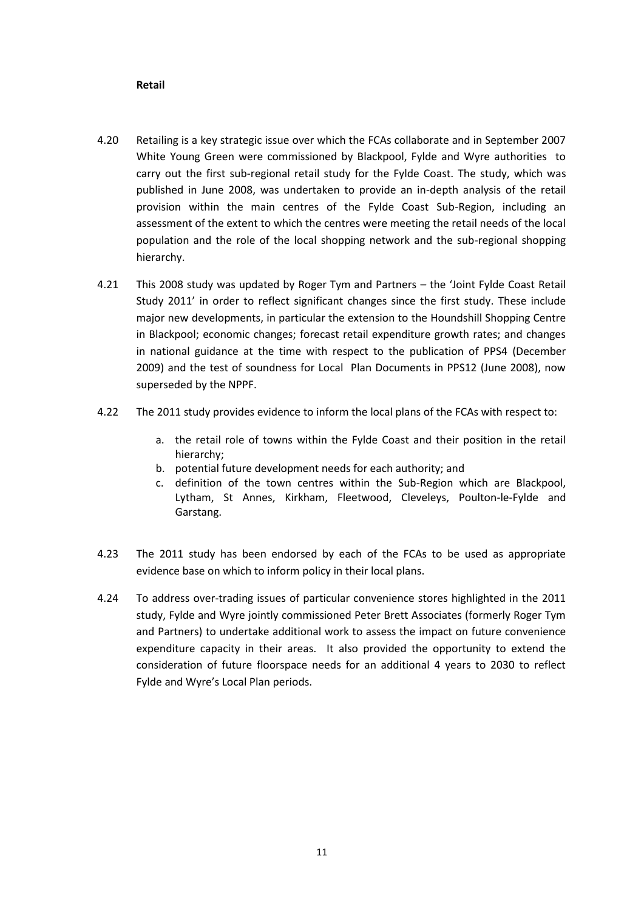**Retail**

4.20 Retailing is a key strategic issue over which the FCAs collaborate and in September 2007 White Young Green were commissioned by Blackpool, Fylde and Wyre authorities to carry out the first sub-regional retail study for the Fylde Coast. The study, which was published in June 2008, was undertaken to provide an in-depth analysis of the retail provision within the main centres of the Fylde Coast Sub-Region, including an assessment of the extent to which the centres were meeting the retail needs of the local population and the role of the local shopping network and the sub-regional shopping hierarchy.

4.21 This 2008 study was updated by Roger Tym and Partners – the 'Joint Fylde Coast Retail Study 2011' in order to reflect significant changes since the first study. These include major new developments, in particular the extension to the Houndshill Shopping Centre in Blackpool; economic changes; forecast retail expenditure growth rates; and changes in national guidance at the time with respect to the publication of PPS4 (December 2009) and the test of soundness for Local Plan Documents in PPS12 (June 2008), now superseded by the NPPF.

4.22 The 2011 study provides evidence to inform the local plans of the FCAs with respect to:

a. the retail role of towns within the Fylde Coast and their position in the retail hierarchy;
b. potential future development needs for each authority; and
c. definition of the town centres within the Sub-Region which are Blackpool, Lytham, St Annes, Kirkham, Fleetwood, Cleveleys, Poulton-le-Fylde and Garstang.

4.23 The 2011 study has been endorsed by each of the FCAs to be used as appropriate evidence base on which to inform policy in their local plans.

4.24 To address over-trading issues of particular convenience stores highlighted in the 2011 study, Fylde and Wyre jointly commissioned Peter Brett Associates (formerly Roger Tym and Partners) to undertake additional work to assess the impact on future convenience expenditure capacity in their areas. It also provided the opportunity to extend the consideration of future floorspace needs for an additional 4 years to 2030 to reflect Fylde and Wyre's Local Plan periods.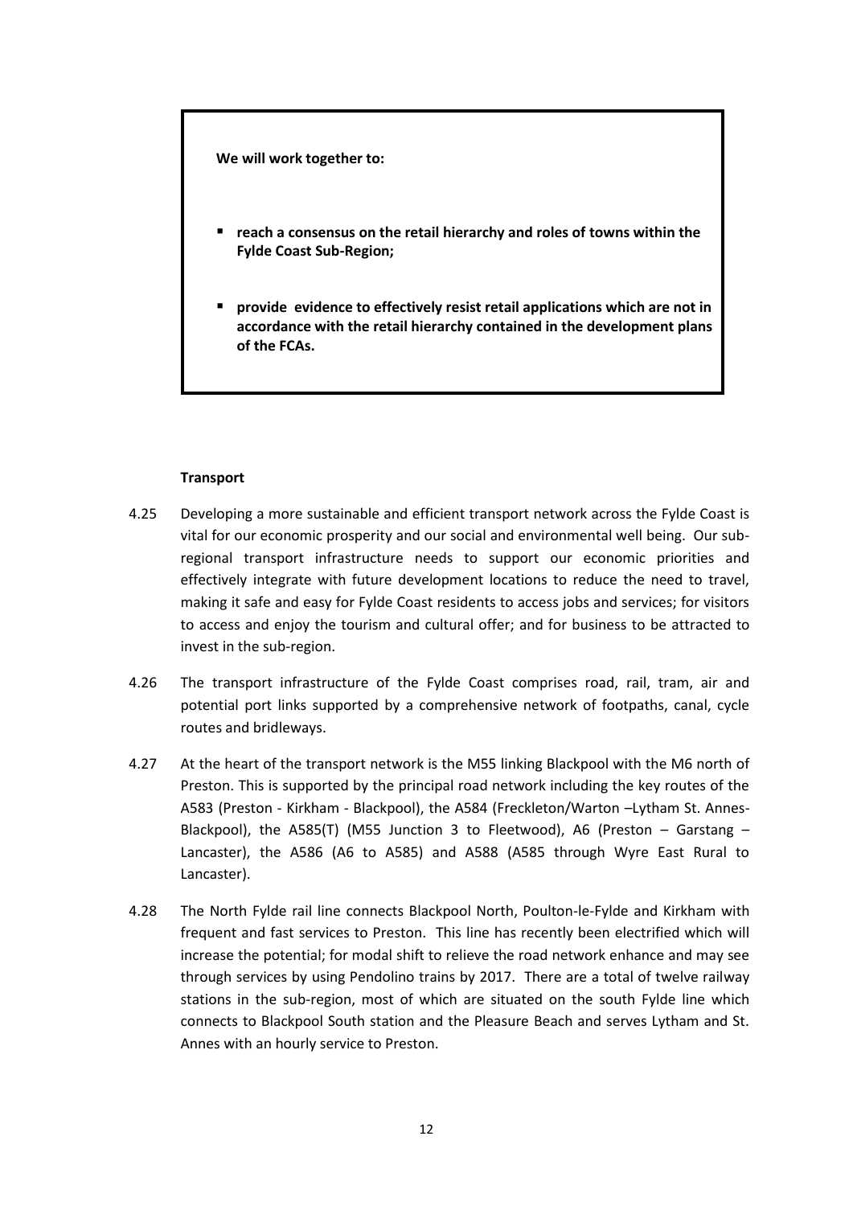> **We will work together to:**
>
> - **reach a consensus on the retail hierarchy and roles of towns within the Fylde Coast Sub-Region;**
> - **provide evidence to effectively resist retail applications which are not in accordance with the retail hierarchy contained in the development plans of the FCAs.**

**Transport**

4.25 Developing a more sustainable and efficient transport network across the Fylde Coast is vital for our economic prosperity and our social and environmental well being. Our sub-regional transport infrastructure needs to support our economic priorities and effectively integrate with future development locations to reduce the need to travel, making it safe and easy for Fylde Coast residents to access jobs and services; for visitors to access and enjoy the tourism and cultural offer; and for business to be attracted to invest in the sub-region.

4.26 The transport infrastructure of the Fylde Coast comprises road, rail, tram, air and potential port links supported by a comprehensive network of footpaths, canal, cycle routes and bridleways.

4.27 At the heart of the transport network is the M55 linking Blackpool with the M6 north of Preston. This is supported by the principal road network including the key routes of the A583 (Preston - Kirkham - Blackpool), the A584 (Freckleton/Warton –Lytham St. Annes-Blackpool), the A585(T) (M55 Junction 3 to Fleetwood), A6 (Preston – Garstang – Lancaster), the A586 (A6 to A585) and A588 (A585 through Wyre East Rural to Lancaster).

4.28 The North Fylde rail line connects Blackpool North, Poulton-le-Fylde and Kirkham with frequent and fast services to Preston. This line has recently been electrified which will increase the potential; for modal shift to relieve the road network enhance and may see through services by using Pendolino trains by 2017. There are a total of twelve railway stations in the sub-region, most of which are situated on the south Fylde line which connects to Blackpool South station and the Pleasure Beach and serves Lytham and St. Annes with an hourly service to Preston.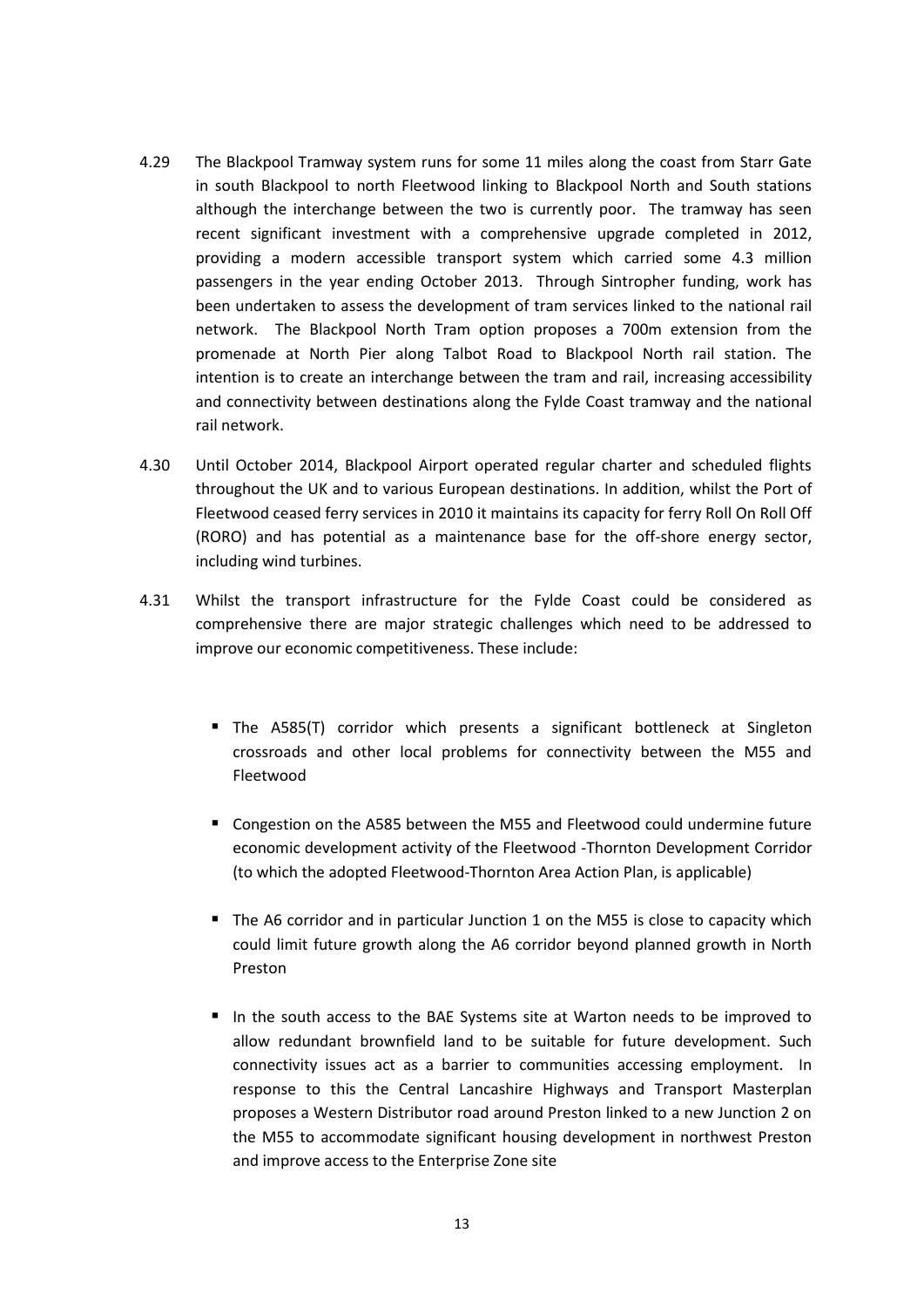4.29 The Blackpool Tramway system runs for some 11 miles along the coast from Starr Gate in south Blackpool to north Fleetwood linking to Blackpool North and South stations although the interchange between the two is currently poor. The tramway has seen recent significant investment with a comprehensive upgrade completed in 2012, providing a modern accessible transport system which carried some 4.3 million passengers in the year ending October 2013. Through Sintropher funding, work has been undertaken to assess the development of tram services linked to the national rail network. The Blackpool North Tram option proposes a 700m extension from the promenade at North Pier along Talbot Road to Blackpool North rail station. The intention is to create an interchange between the tram and rail, increasing accessibility and connectivity between destinations along the Fylde Coast tramway and the national rail network.

4.30 Until October 2014, Blackpool Airport operated regular charter and scheduled flights throughout the UK and to various European destinations. In addition, whilst the Port of Fleetwood ceased ferry services in 2010 it maintains its capacity for ferry Roll On Roll Off (RORO) and has potential as a maintenance base for the off-shore energy sector, including wind turbines.

4.31 Whilst the transport infrastructure for the Fylde Coast could be considered as comprehensive there are major strategic challenges which need to be addressed to improve our economic competitiveness. These include:

- The A585(T) corridor which presents a significant bottleneck at Singleton crossroads and other local problems for connectivity between the M55 and Fleetwood
- Congestion on the A585 between the M55 and Fleetwood could undermine future economic development activity of the Fleetwood -Thornton Development Corridor (to which the adopted Fleetwood-Thornton Area Action Plan, is applicable)
- The A6 corridor and in particular Junction 1 on the M55 is close to capacity which could limit future growth along the A6 corridor beyond planned growth in North Preston
- In the south access to the BAE Systems site at Warton needs to be improved to allow redundant brownfield land to be suitable for future development. Such connectivity issues act as a barrier to communities accessing employment. In response to this the Central Lancashire Highways and Transport Masterplan proposes a Western Distributor road around Preston linked to a new Junction 2 on the M55 to accommodate significant housing development in northwest Preston and improve access to the Enterprise Zone site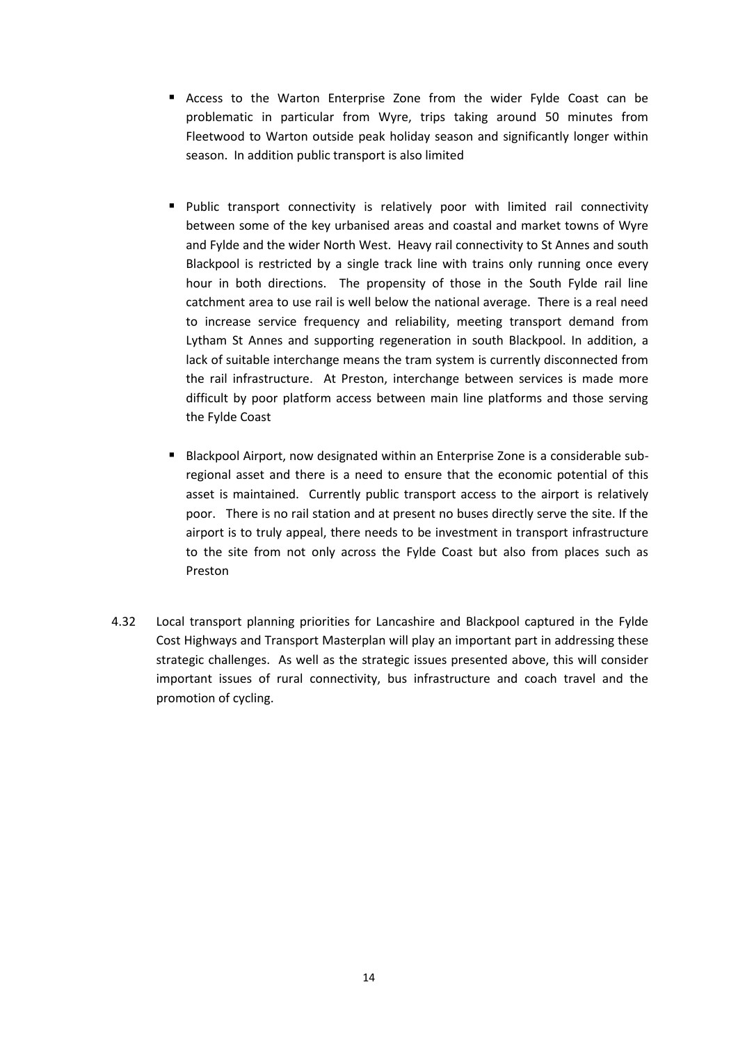- Access to the Warton Enterprise Zone from the wider Fylde Coast can be problematic in particular from Wyre, trips taking around 50 minutes from Fleetwood to Warton outside peak holiday season and significantly longer within season. In addition public transport is also limited

- Public transport connectivity is relatively poor with limited rail connectivity between some of the key urbanised areas and coastal and market towns of Wyre and Fylde and the wider North West. Heavy rail connectivity to St Annes and south Blackpool is restricted by a single track line with trains only running once every hour in both directions. The propensity of those in the South Fylde rail line catchment area to use rail is well below the national average. There is a real need to increase service frequency and reliability, meeting transport demand from Lytham St Annes and supporting regeneration in south Blackpool. In addition, a lack of suitable interchange means the tram system is currently disconnected from the rail infrastructure. At Preston, interchange between services is made more difficult by poor platform access between main line platforms and those serving the Fylde Coast

- Blackpool Airport, now designated within an Enterprise Zone is a considerable sub-regional asset and there is a need to ensure that the economic potential of this asset is maintained. Currently public transport access to the airport is relatively poor. There is no rail station and at present no buses directly serve the site. If the airport is to truly appeal, there needs to be investment in transport infrastructure to the site from not only across the Fylde Coast but also from places such as Preston

4.32 Local transport planning priorities for Lancashire and Blackpool captured in the Fylde Cost Highways and Transport Masterplan will play an important part in addressing these strategic challenges. As well as the strategic issues presented above, this will consider important issues of rural connectivity, bus infrastructure and coach travel and the promotion of cycling.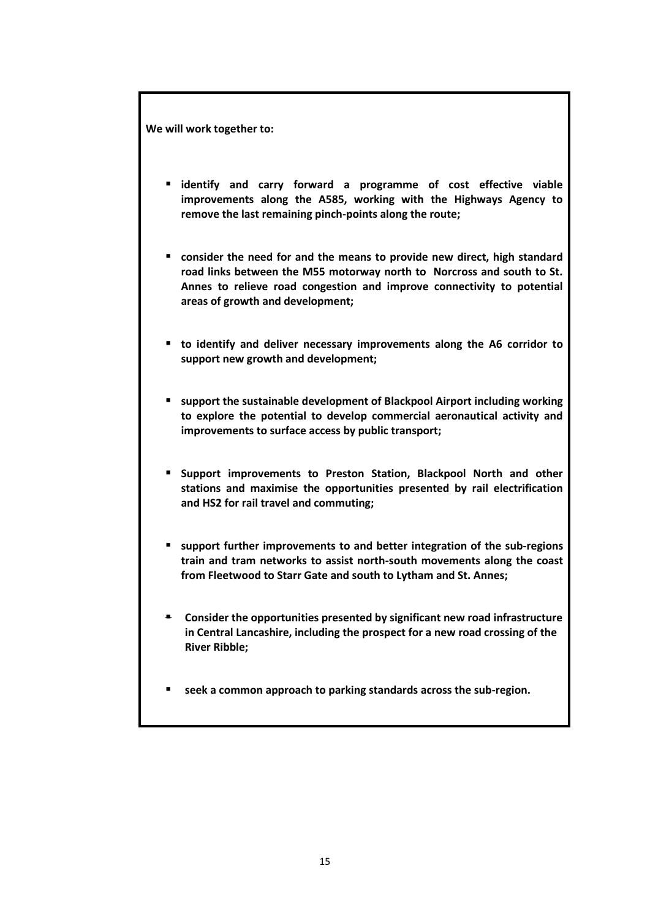**We will work together to:**

- **identify and carry forward a programme of cost effective viable improvements along the A585, working with the Highways Agency to remove the last remaining pinch-points along the route;**

- **consider the need for and the means to provide new direct, high standard road links between the M55 motorway north to Norcross and south to St. Annes to relieve road congestion and improve connectivity to potential areas of growth and development;**

- **to identify and deliver necessary improvements along the A6 corridor to support new growth and development;**

- **support the sustainable development of Blackpool Airport including working to explore the potential to develop commercial aeronautical activity and improvements to surface access by public transport;**

- **Support improvements to Preston Station, Blackpool North and other stations and maximise the opportunities presented by rail electrification and HS2 for rail travel and commuting;**

- **support further improvements to and better integration of the sub-regions train and tram networks to assist north-south movements along the coast from Fleetwood to Starr Gate and south to Lytham and St. Annes;**

- **Consider the opportunities presented by significant new road infrastructure in Central Lancashire, including the prospect for a new road crossing of the River Ribble;**

- **seek a common approach to parking standards across the sub-region.**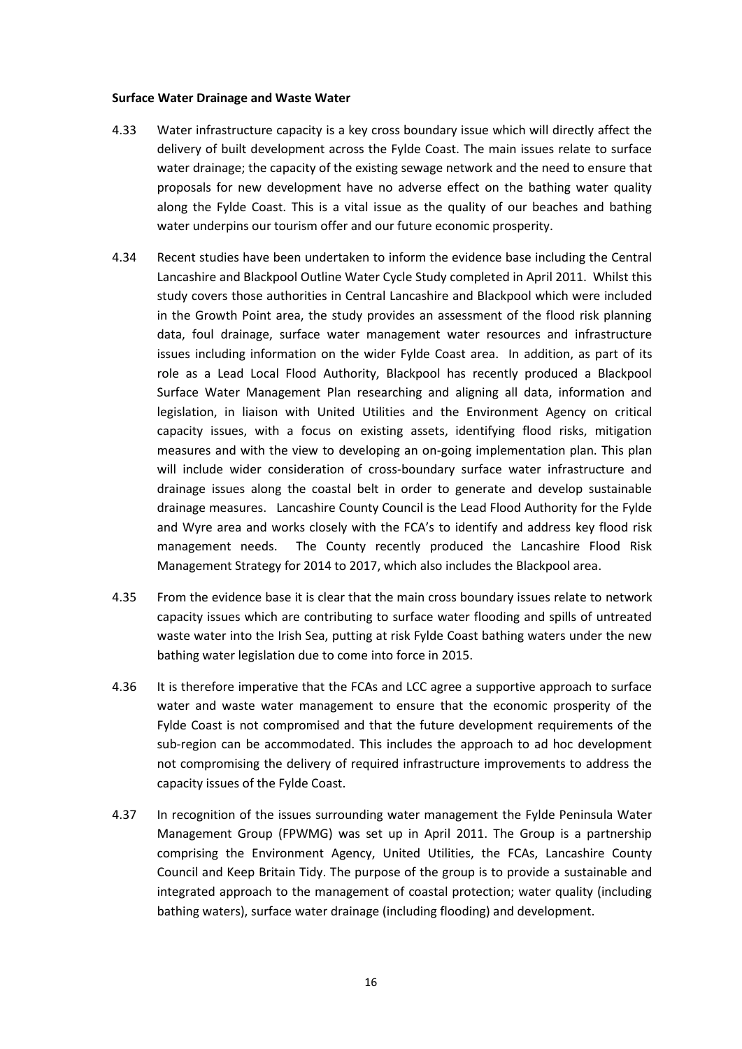**Surface Water Drainage and Waste Water**

4.33 Water infrastructure capacity is a key cross boundary issue which will directly affect the delivery of built development across the Fylde Coast. The main issues relate to surface water drainage; the capacity of the existing sewage network and the need to ensure that proposals for new development have no adverse effect on the bathing water quality along the Fylde Coast. This is a vital issue as the quality of our beaches and bathing water underpins our tourism offer and our future economic prosperity.

4.34 Recent studies have been undertaken to inform the evidence base including the Central Lancashire and Blackpool Outline Water Cycle Study completed in April 2011. Whilst this study covers those authorities in Central Lancashire and Blackpool which were included in the Growth Point area, the study provides an assessment of the flood risk planning data, foul drainage, surface water management water resources and infrastructure issues including information on the wider Fylde Coast area. In addition, as part of its role as a Lead Local Flood Authority, Blackpool has recently produced a Blackpool Surface Water Management Plan researching and aligning all data, information and legislation, in liaison with United Utilities and the Environment Agency on critical capacity issues, with a focus on existing assets, identifying flood risks, mitigation measures and with the view to developing an on-going implementation plan. This plan will include wider consideration of cross-boundary surface water infrastructure and drainage issues along the coastal belt in order to generate and develop sustainable drainage measures. Lancashire County Council is the Lead Flood Authority for the Fylde and Wyre area and works closely with the FCA's to identify and address key flood risk management needs. The County recently produced the Lancashire Flood Risk Management Strategy for 2014 to 2017, which also includes the Blackpool area.

4.35 From the evidence base it is clear that the main cross boundary issues relate to network capacity issues which are contributing to surface water flooding and spills of untreated waste water into the Irish Sea, putting at risk Fylde Coast bathing waters under the new bathing water legislation due to come into force in 2015.

4.36 It is therefore imperative that the FCAs and LCC agree a supportive approach to surface water and waste water management to ensure that the economic prosperity of the Fylde Coast is not compromised and that the future development requirements of the sub-region can be accommodated. This includes the approach to ad hoc development not compromising the delivery of required infrastructure improvements to address the capacity issues of the Fylde Coast.

4.37 In recognition of the issues surrounding water management the Fylde Peninsula Water Management Group (FPWMG) was set up in April 2011. The Group is a partnership comprising the Environment Agency, United Utilities, the FCAs, Lancashire County Council and Keep Britain Tidy. The purpose of the group is to provide a sustainable and integrated approach to the management of coastal protection; water quality (including bathing waters), surface water drainage (including flooding) and development.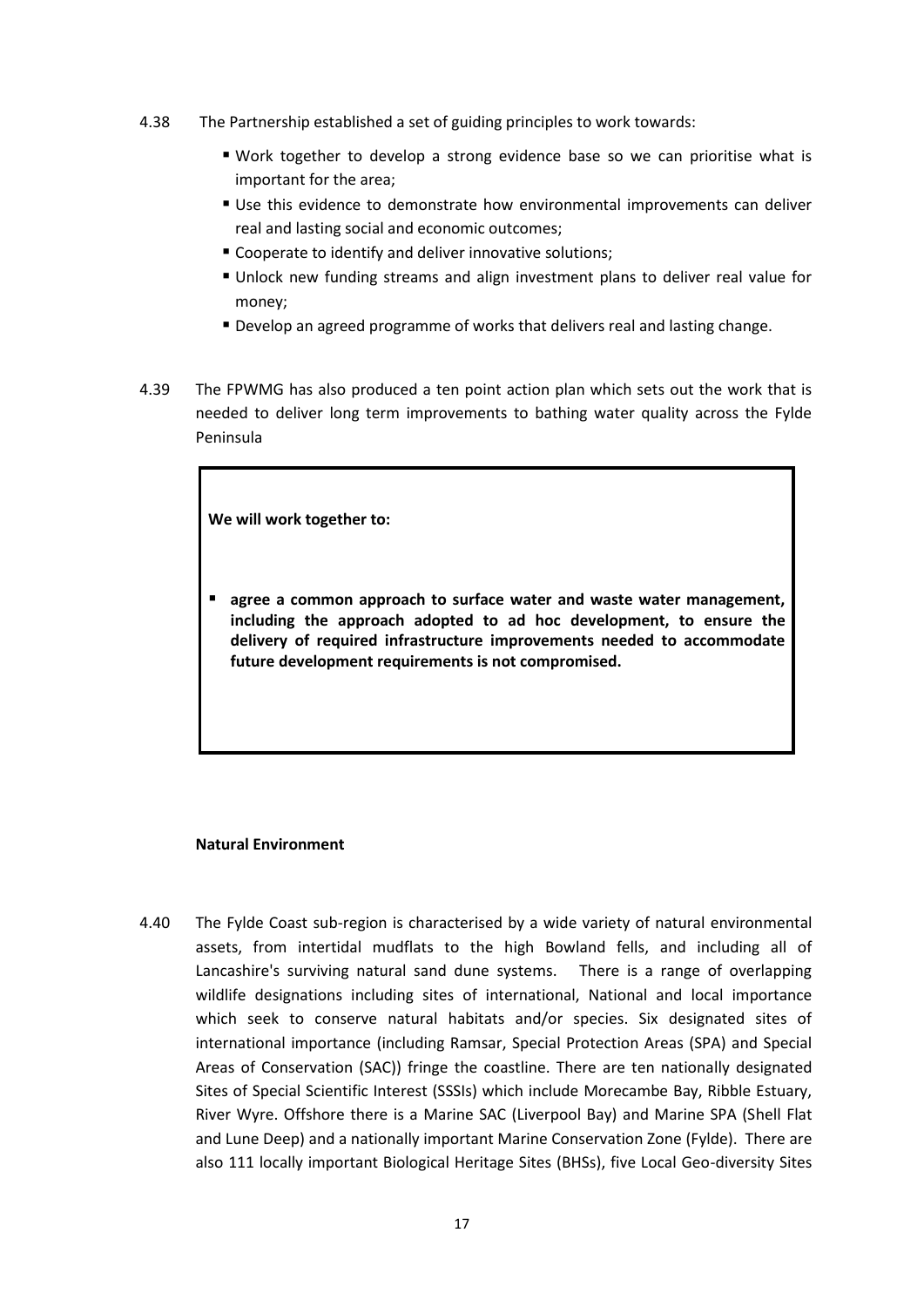4.38 The Partnership established a set of guiding principles to work towards:

- Work together to develop a strong evidence base so we can prioritise what is important for the area;
- Use this evidence to demonstrate how environmental improvements can deliver real and lasting social and economic outcomes;
- Cooperate to identify and deliver innovative solutions;
- Unlock new funding streams and align investment plans to deliver real value for money;
- Develop an agreed programme of works that delivers real and lasting change.

4.39 The FPWMG has also produced a ten point action plan which sets out the work that is needed to deliver long term improvements to bathing water quality across the Fylde Peninsula

> **We will work together to:**
>
> - **agree a common approach to surface water and waste water management, including the approach adopted to ad hoc development, to ensure the delivery of required infrastructure improvements needed to accommodate future development requirements is not compromised.**

**Natural Environment**

4.40 The Fylde Coast sub-region is characterised by a wide variety of natural environmental assets, from intertidal mudflats to the high Bowland fells, and including all of Lancashire's surviving natural sand dune systems. There is a range of overlapping wildlife designations including sites of international, National and local importance which seek to conserve natural habitats and/or species. Six designated sites of international importance (including Ramsar, Special Protection Areas (SPA) and Special Areas of Conservation (SAC)) fringe the coastline. There are ten nationally designated Sites of Special Scientific Interest (SSSIs) which include Morecambe Bay, Ribble Estuary, River Wyre. Offshore there is a Marine SAC (Liverpool Bay) and Marine SPA (Shell Flat and Lune Deep) and a nationally important Marine Conservation Zone (Fylde). There are also 111 locally important Biological Heritage Sites (BHSs), five Local Geo-diversity Sites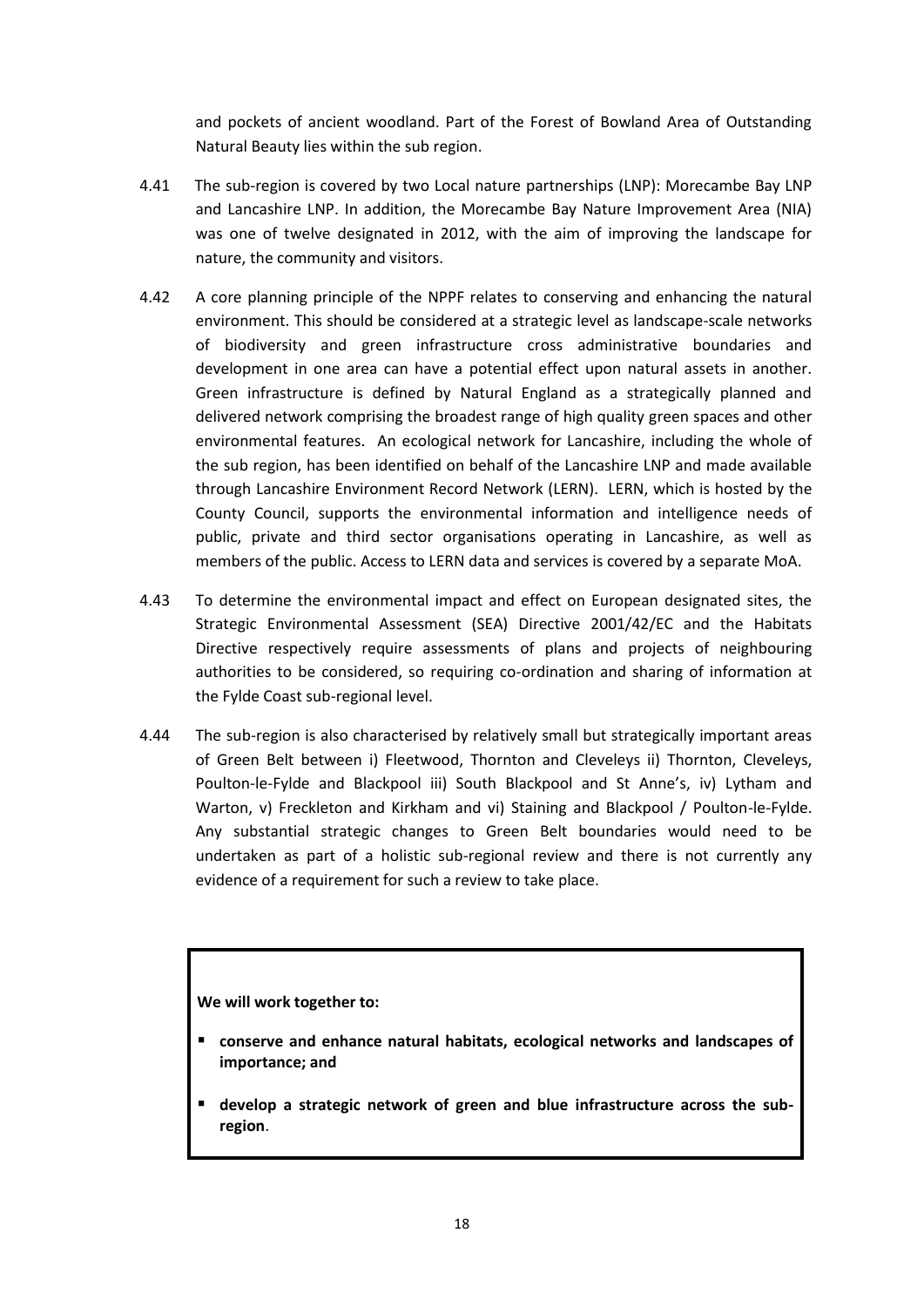and pockets of ancient woodland. Part of the Forest of Bowland Area of Outstanding Natural Beauty lies within the sub region.

4.41 The sub-region is covered by two Local nature partnerships (LNP): Morecambe Bay LNP and Lancashire LNP. In addition, the Morecambe Bay Nature Improvement Area (NIA) was one of twelve designated in 2012, with the aim of improving the landscape for nature, the community and visitors.

4.42 A core planning principle of the NPPF relates to conserving and enhancing the natural environment. This should be considered at a strategic level as landscape-scale networks of biodiversity and green infrastructure cross administrative boundaries and development in one area can have a potential effect upon natural assets in another. Green infrastructure is defined by Natural England as a strategically planned and delivered network comprising the broadest range of high quality green spaces and other environmental features. An ecological network for Lancashire, including the whole of the sub region, has been identified on behalf of the Lancashire LNP and made available through Lancashire Environment Record Network (LERN). LERN, which is hosted by the County Council, supports the environmental information and intelligence needs of public, private and third sector organisations operating in Lancashire, as well as members of the public. Access to LERN data and services is covered by a separate MoA.

4.43 To determine the environmental impact and effect on European designated sites, the Strategic Environmental Assessment (SEA) Directive 2001/42/EC and the Habitats Directive respectively require assessments of plans and projects of neighbouring authorities to be considered, so requiring co-ordination and sharing of information at the Fylde Coast sub-regional level.

4.44 The sub-region is also characterised by relatively small but strategically important areas of Green Belt between i) Fleetwood, Thornton and Cleveleys ii) Thornton, Cleveleys, Poulton-le-Fylde and Blackpool iii) South Blackpool and St Anne's, iv) Lytham and Warton, v) Freckleton and Kirkham and vi) Staining and Blackpool / Poulton-le-Fylde. Any substantial strategic changes to Green Belt boundaries would need to be undertaken as part of a holistic sub-regional review and there is not currently any evidence of a requirement for such a review to take place.

**We will work together to:**

- **conserve and enhance natural habitats, ecological networks and landscapes of importance; and**
- **develop a strategic network of green and blue infrastructure across the sub-region**.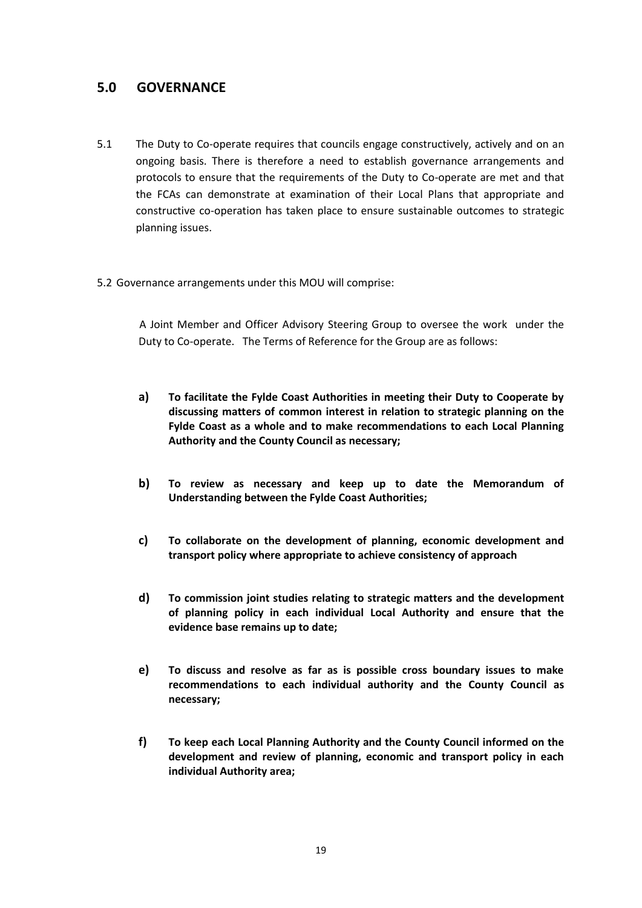## 5.0 GOVERNANCE

5.1 The Duty to Co-operate requires that councils engage constructively, actively and on an ongoing basis. There is therefore a need to establish governance arrangements and protocols to ensure that the requirements of the Duty to Co-operate are met and that the FCAs can demonstrate at examination of their Local Plans that appropriate and constructive co-operation has taken place to ensure sustainable outcomes to strategic planning issues.

5.2 Governance arrangements under this MOU will comprise:

A Joint Member and Officer Advisory Steering Group to oversee the work under the Duty to Co-operate. The Terms of Reference for the Group are as follows:

**a) To facilitate the Fylde Coast Authorities in meeting their Duty to Cooperate by discussing matters of common interest in relation to strategic planning on the Fylde Coast as a whole and to make recommendations to each Local Planning Authority and the County Council as necessary;**

**b) To review as necessary and keep up to date the Memorandum of Understanding between the Fylde Coast Authorities;**

**c) To collaborate on the development of planning, economic development and transport policy where appropriate to achieve consistency of approach**

**d) To commission joint studies relating to strategic matters and the development of planning policy in each individual Local Authority and ensure that the evidence base remains up to date;**

**e) To discuss and resolve as far as is possible cross boundary issues to make recommendations to each individual authority and the County Council as necessary;**

**f) To keep each Local Planning Authority and the County Council informed on the development and review of planning, economic and transport policy in each individual Authority area;**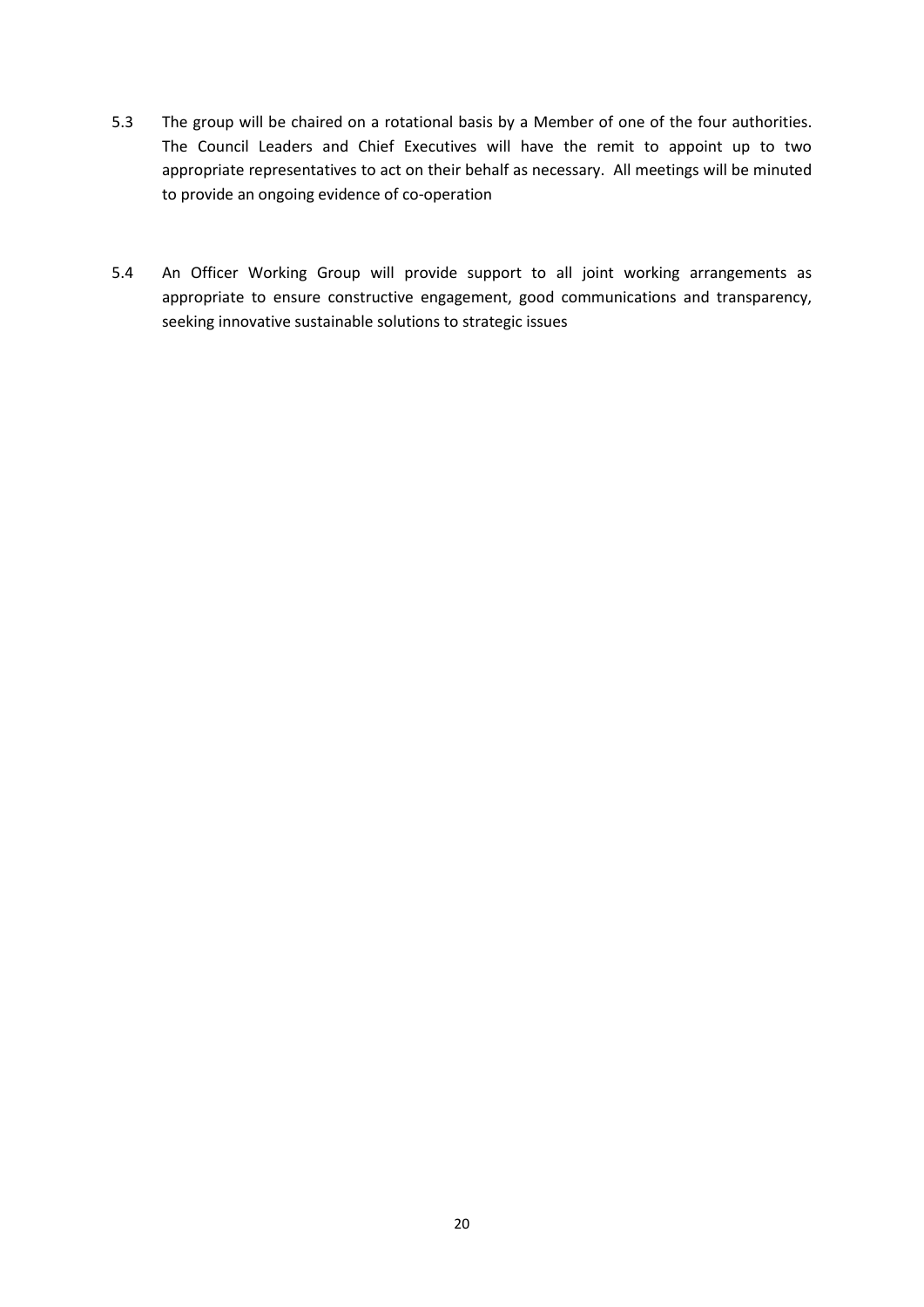5.3 The group will be chaired on a rotational basis by a Member of one of the four authorities. The Council Leaders and Chief Executives will have the remit to appoint up to two appropriate representatives to act on their behalf as necessary. All meetings will be minuted to provide an ongoing evidence of co-operation

5.4 An Officer Working Group will provide support to all joint working arrangements as appropriate to ensure constructive engagement, good communications and transparency, seeking innovative sustainable solutions to strategic issues